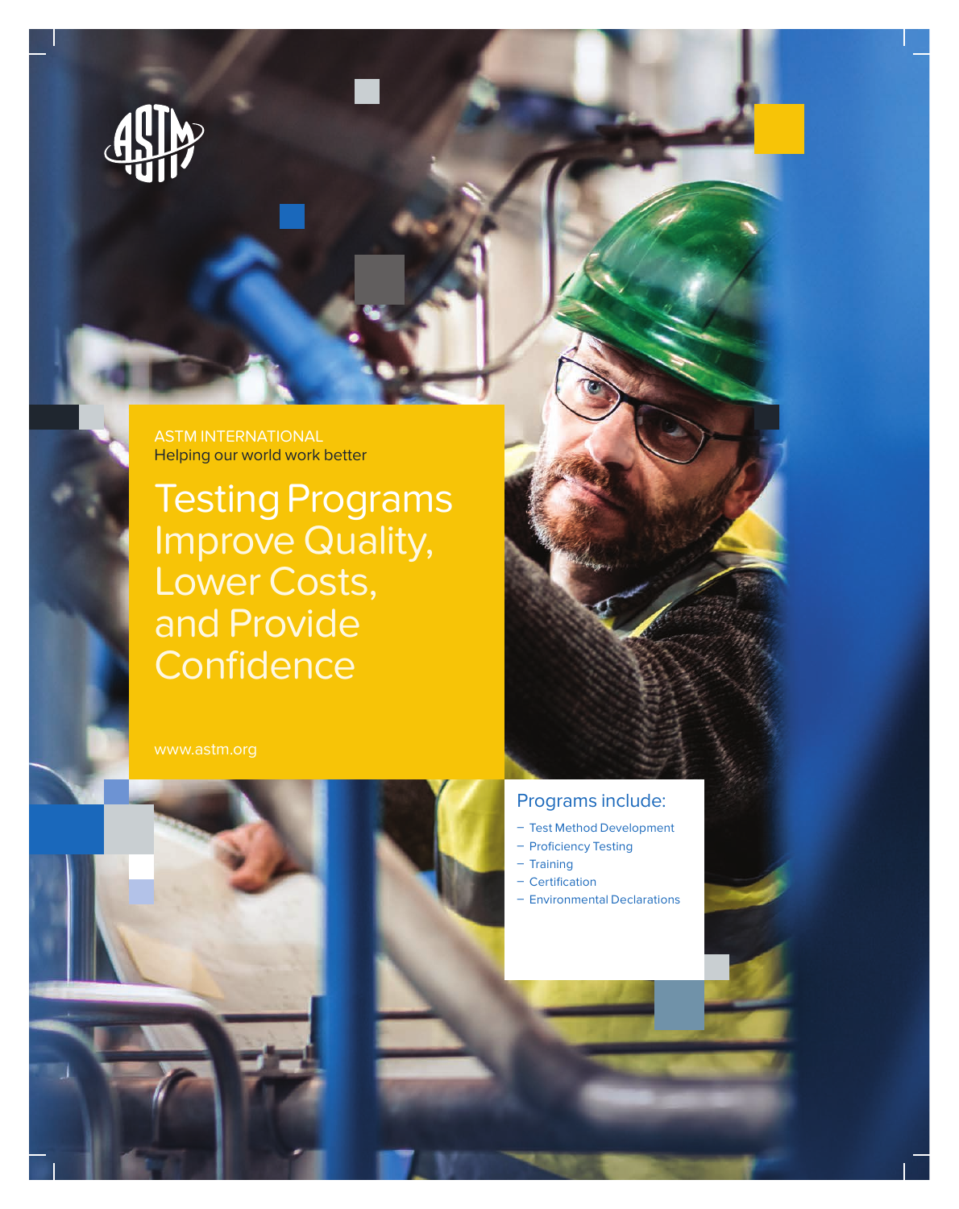ASTM INTERNATIONAL

Helping our world work better

# Testing Programs Improve Quality, Lower Costs, and Provide Confidence

www.astm.org

## Programs include:

- Test Method Development
- Proficiency Testing
- Training
- Certification
- Environmental Declarations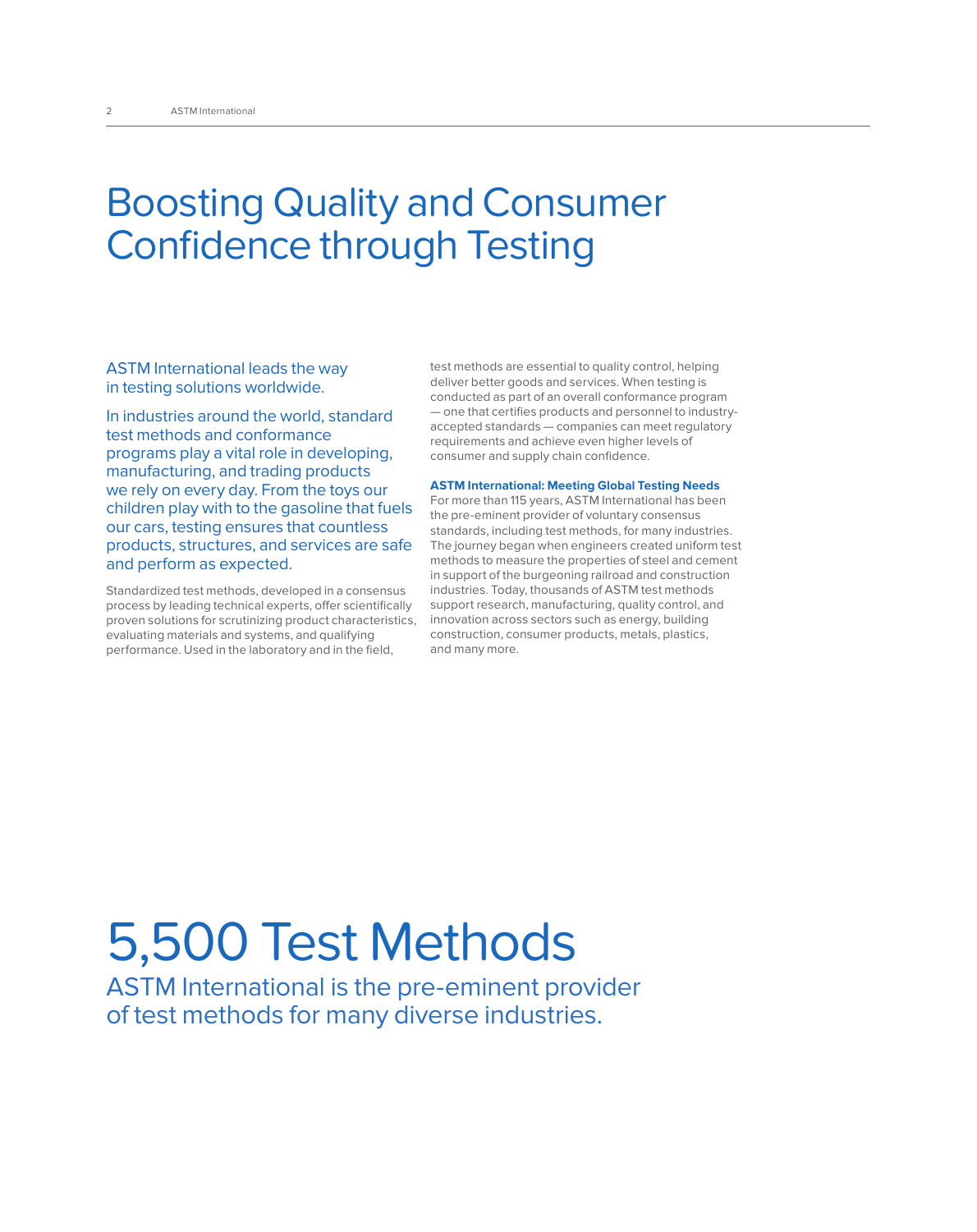# Boosting Quality and Consumer Confidence through Testing

ASTM International leads the way in testing solutions worldwide.

In industries around the world, standard test methods and conformance programs play a vital role in developing, manufacturing, and trading products we rely on every day. From the toys our children play with to the gasoline that fuels our cars, testing ensures that countless products, structures, and services are safe and perform as expected.

Standardized test methods, developed in a consensus process by leading technical experts, offer scientifically proven solutions for scrutinizing product characteristics, evaluating materials and systems, and qualifying performance. Used in the laboratory and in the field, test methods are essential to quality control, helping deliver better goods and services. When testing is conducted as part of an overall conformance program — one that certifies products and personnel to industry-accepted standards — companies can meet regulatory requirements and achieve even higher levels of consumer and supply chain confidence.

**ASTM International: Meeting Global Testing Needs**

For more than 115 years, ASTM International has been the pre-eminent provider of voluntary consensus standards, including test methods, for many industries. The journey began when engineers created uniform test methods to measure the properties of steel and cement in support of the burgeoning railroad and construction industries. Today, thousands of ASTM test methods support research, manufacturing, quality control, and innovation across sectors such as energy, building construction, consumer products, metals, plastics, and many more.

# 5,500 Test Methods

ASTM International is the pre-eminent provider of test methods for many diverse industries.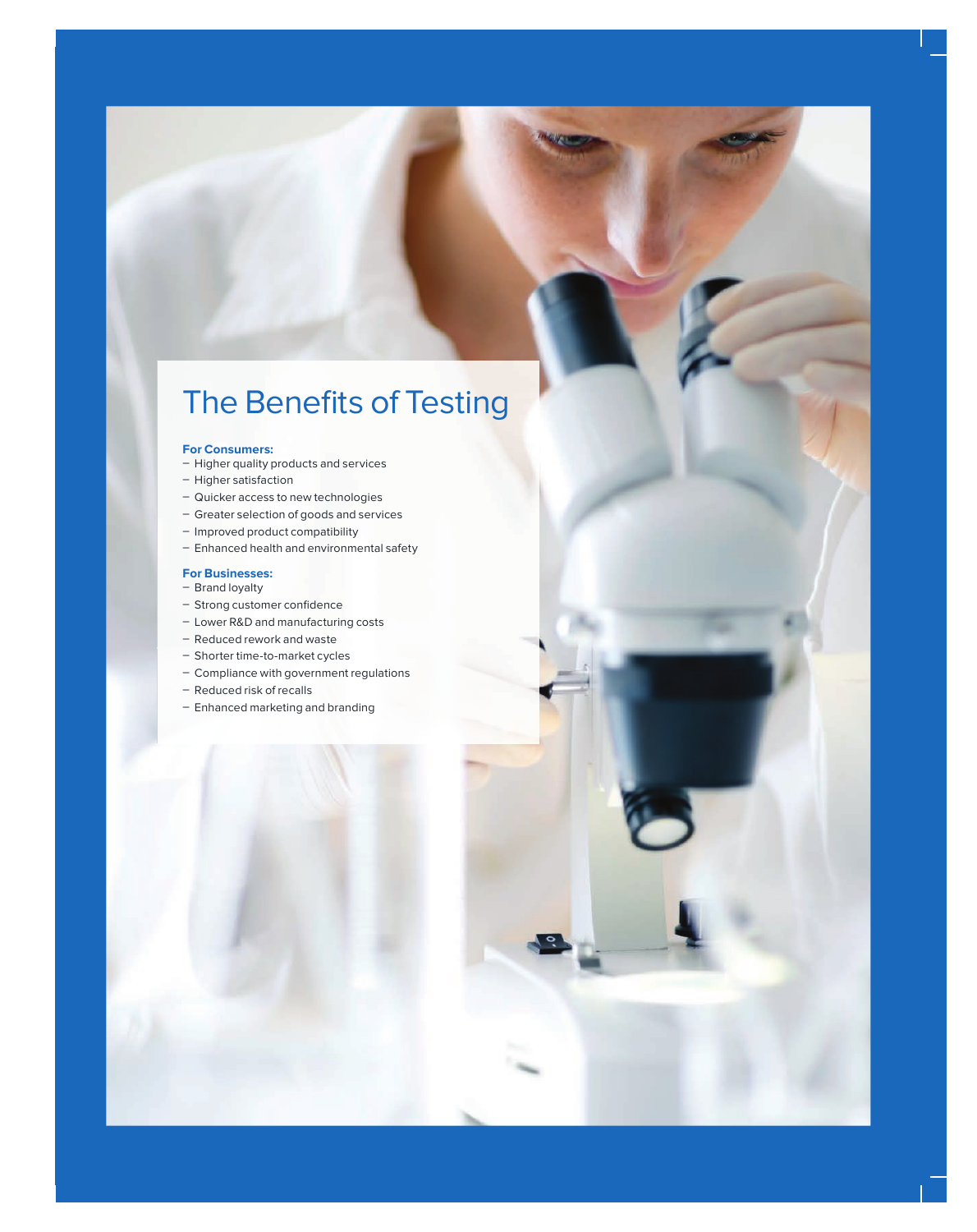# The Benefits of Testing

**For Consumers:**

- Higher quality products and services
- Higher satisfaction
- Quicker access to new technologies
- Greater selection of goods and services
- Improved product compatibility
- Enhanced health and environmental safety

**For Businesses:**

- Brand loyalty
- Strong customer confidence
- Lower R&D and manufacturing costs
- Reduced rework and waste
- Shorter time-to-market cycles
- Compliance with government regulations
- Reduced risk of recalls
- Enhanced marketing and branding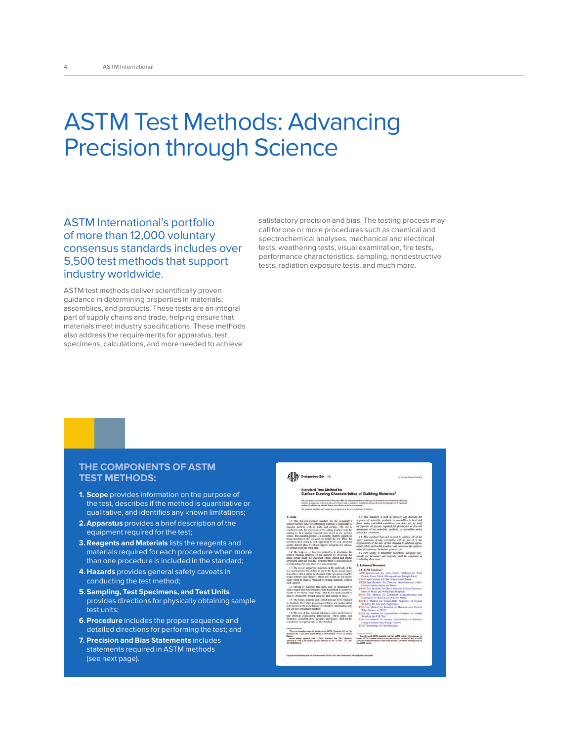# ASTM Test Methods: Advancing Precision through Science

## ASTM International's portfolio of more than 12,000 voluntary consensus standards includes over 5,500 test methods that support industry worldwide.

ASTM test methods deliver scientifically proven guidance in determining properties in materials, assemblies, and products. These tests are an integral part of supply chains and trade, helping ensure that materials meet industry specifications. These methods also address the requirements for apparatus, test specimens, calculations, and more needed to achieve satisfactory precision and bias. The testing process may call for one or more procedures such as chemical and spectrochemical analyses, mechanical and electrical tests, weathering tests, visual examination, fire tests, performance characteristics, sampling, nondestructive tests, radiation exposure tests, and much more.

### THE COMPONENTS OF ASTM TEST METHODS:

1. **Scope** provides information on the purpose of the test, describes if the method is quantitative or qualitative, and identifies any known limitations;
2. **Apparatus** provides a brief description of the equipment required for the test;
3. **Reagents and Materials** lists the reagents and materials required for each procedure when more than one procedure is included in the standard;
4. **Hazards** provides general safety caveats in conducting the test method;
5. **Sampling, Test Specimens, and Test Units** provides directions for physically obtaining sample test units;
6. **Procedure** includes the proper sequence and detailed directions for performing the test; and
7. **Precision and Bias Statements** includes statements required in ASTM methods (see next page).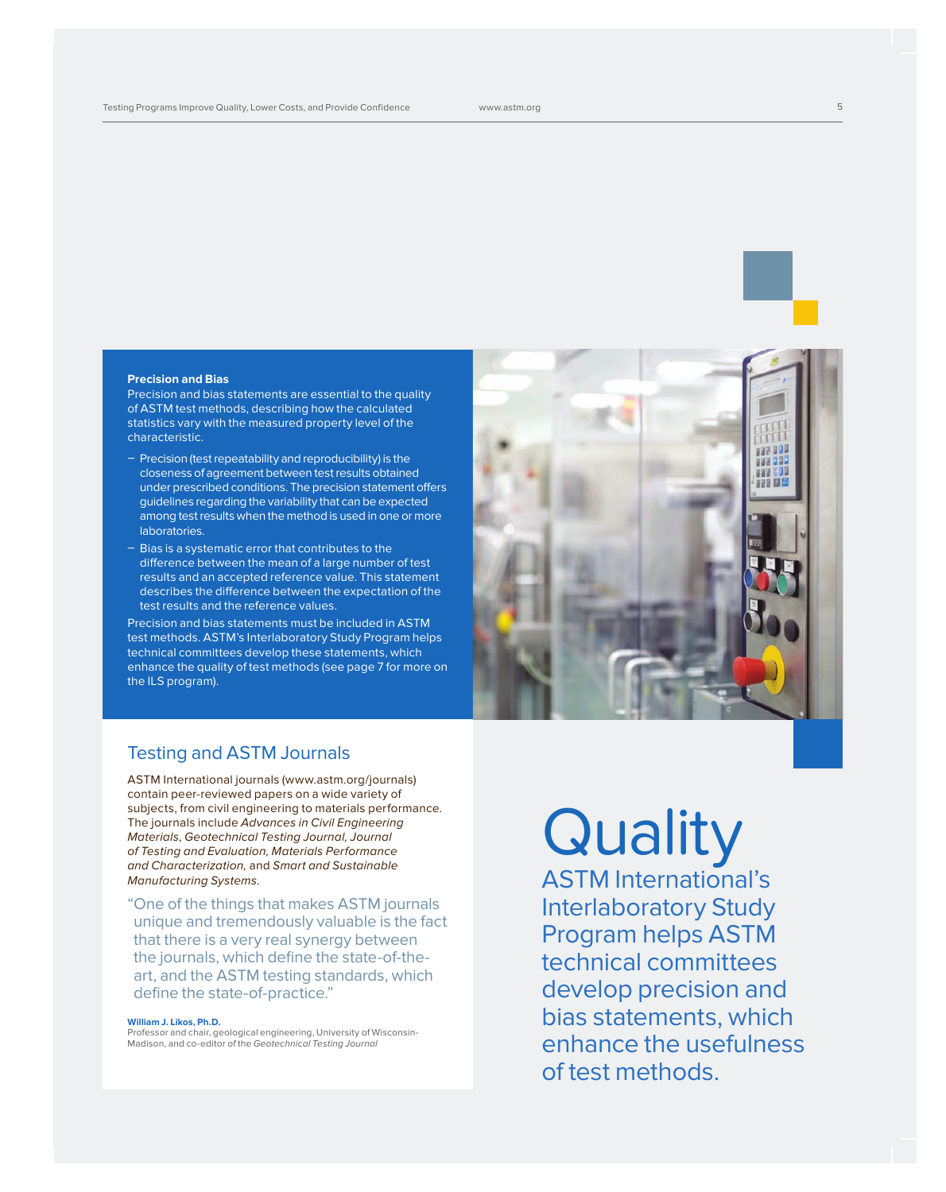### Precision and Bias

Precision and bias statements are essential to the quality of ASTM test methods, describing how the calculated statistics vary with the measured property level of the characteristic.

- Precision (test repeatability and reproducibility) is the closeness of agreement between test results obtained under prescribed conditions. The precision statement offers guidelines regarding the variability that can be expected among test results when the method is used in one or more laboratories.
- Bias is a systematic error that contributes to the difference between the mean of a large number of test results and an accepted reference value. This statement describes the difference between the expectation of the test results and the reference values.

Precision and bias statements must be included in ASTM test methods. ASTM's Interlaboratory Study Program helps technical committees develop these statements, which enhance the quality of test methods (see page 7 for more on the ILS program).

## Testing and ASTM Journals

ASTM International journals (www.astm.org/journals) contain peer-reviewed papers on a wide variety of subjects, from civil engineering to materials performance. The journals include *Advances in Civil Engineering Materials*, *Geotechnical Testing Journal*, *Journal of Testing and Evaluation*, *Materials Performance and Characterization*, and *Smart and Sustainable Manufacturing Systems*.

> "One of the things that makes ASTM journals unique and tremendously valuable is the fact that there is a very real synergy between the journals, which define the state-of-the-art, and the ASTM testing standards, which define the state-of-practice."

**William J. Likos, Ph.D.**
Professor and chair, geological engineering, University of Wisconsin-Madison, and co-editor of the *Geotechnical Testing Journal*

# Quality

ASTM International's Interlaboratory Study Program helps ASTM technical committees develop precision and bias statements, which enhance the usefulness of test methods.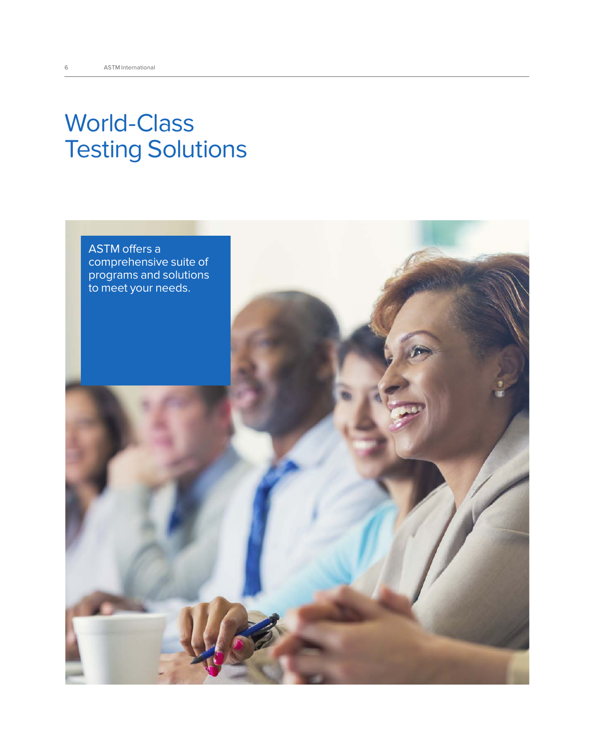# World-Class Testing Solutions

ASTM offers a comprehensive suite of programs and solutions to meet your needs.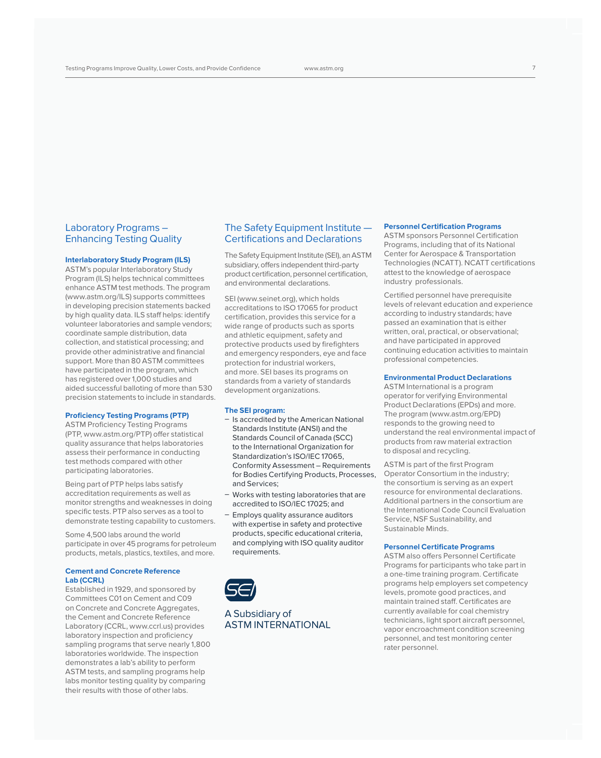## Laboratory Programs – Enhancing Testing Quality

### Interlaboratory Study Program (ILS)

ASTM's popular Interlaboratory Study Program (ILS) helps technical committees enhance ASTM test methods. The program (www.astm.org/ILS) supports committees in developing precision statements backed by high quality data. ILS staff helps: identify volunteer laboratories and sample vendors; coordinate sample distribution, data collection, and statistical processing; and provide other administrative and financial support. More than 80 ASTM committees have participated in the program, which has registered over 1,000 studies and aided successful balloting of more than 530 precision statements to include in standards.

### Proficiency Testing Programs (PTP)

ASTM Proficiency Testing Programs (PTP, www.astm.org/PTP) offer statistical quality assurance that helps laboratories assess their performance in conducting test methods compared with other participating laboratories.

Being part of PTP helps labs satisfy accreditation requirements as well as monitor strengths and weaknesses in doing specific tests. PTP also serves as a tool to demonstrate testing capability to customers.

Some 4,500 labs around the world participate in over 45 programs for petroleum products, metals, plastics, textiles, and more.

### Cement and Concrete Reference Lab (CCRL)

Established in 1929, and sponsored by Committees C01 on Cement and C09 on Concrete and Concrete Aggregates, the Cement and Concrete Reference Laboratory (CCRL, www.ccrl.us) provides laboratory inspection and proficiency sampling programs that serve nearly 1,800 laboratories worldwide. The inspection demonstrates a lab's ability to perform ASTM tests, and sampling programs help labs monitor testing quality by comparing their results with those of other labs.

## The Safety Equipment Institute — Certifications and Declarations

The Safety Equipment Institute (SEI), an ASTM subsidiary, offers independent third-party product certification, personnel certification, and environmental declarations.

SEI (www.seinet.org), which holds accreditations to ISO 17065 for product certification, provides this service for a wide range of products such as sports and athletic equipment, safety and protective products used by firefighters and emergency responders, eye and face protection for industrial workers, and more. SEI bases its programs on standards from a variety of standards development organizations.

### The SEI program:

- Is accredited by the American National Standards Institute (ANSI) and the Standards Council of Canada (SCC) to the International Organization for Standardization's ISO/IEC 17065, Conformity Assessment – Requirements for Bodies Certifying Products, Processes, and Services;
- Works with testing laboratories that are accredited to ISO/IEC 17025; and
- Employs quality assurance auditors with expertise in safety and protective products, specific educational criteria, and complying with ISO quality auditor requirements.

SEI

A Subsidiary of ASTM INTERNATIONAL

### Personnel Certification Programs

ASTM sponsors Personnel Certification Programs, including that of its National Center for Aerospace & Transportation Technologies (NCATT). NCATT certifications attest to the knowledge of aerospace industry professionals.

Certified personnel have prerequisite levels of relevant education and experience according to industry standards; have passed an examination that is either written, oral, practical, or observational; and have participated in approved continuing education activities to maintain professional competencies.

### Environmental Product Declarations

ASTM International is a program operator for verifying Environmental Product Declarations (EPDs) and more. The program (www.astm.org/EPD) responds to the growing need to understand the real environmental impact of products from raw material extraction to disposal and recycling.

ASTM is part of the first Program Operator Consortium in the industry; the consortium is serving as an expert resource for environmental declarations. Additional partners in the consortium are the International Code Council Evaluation Service, NSF Sustainability, and Sustainable Minds.

### Personnel Certificate Programs

ASTM also offers Personnel Certificate Programs for participants who take part in a one-time training program. Certificate programs help employers set competency levels, promote good practices, and maintain trained staff. Certificates are currently available for coal chemistry technicians, light sport aircraft personnel, vapor encroachment condition screening personnel, and test monitoring center rater personnel.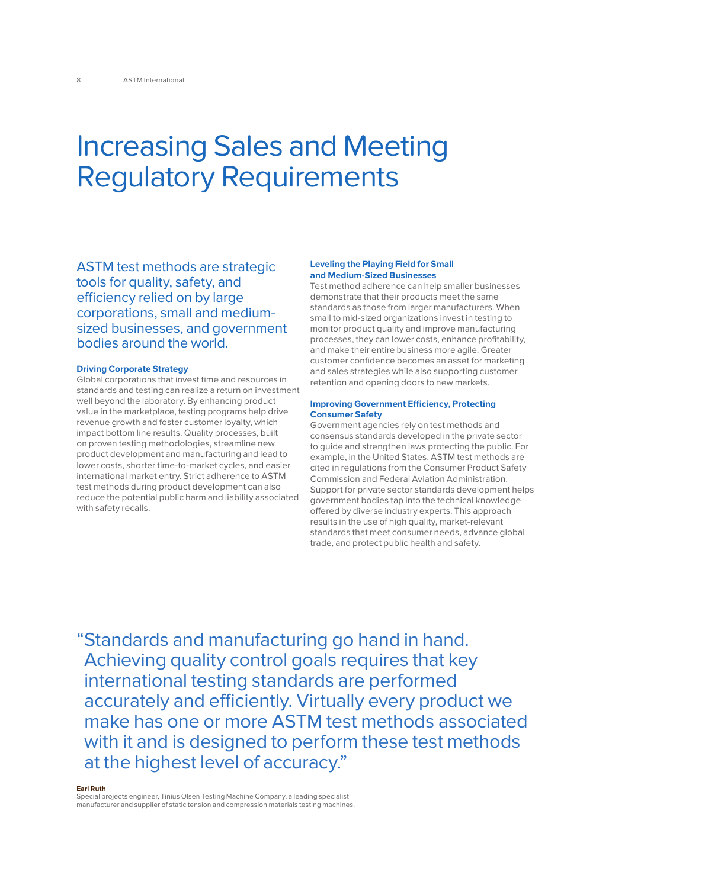# Increasing Sales and Meeting Regulatory Requirements

ASTM test methods are strategic tools for quality, safety, and efficiency relied on by large corporations, small and medium-sized businesses, and government bodies around the world.

### Driving Corporate Strategy

Global corporations that invest time and resources in standards and testing can realize a return on investment well beyond the laboratory. By enhancing product value in the marketplace, testing programs help drive revenue growth and foster customer loyalty, which impact bottom line results. Quality processes, built on proven testing methodologies, streamline new product development and manufacturing and lead to lower costs, shorter time-to-market cycles, and easier international market entry. Strict adherence to ASTM test methods during product development can also reduce the potential public harm and liability associated with safety recalls.

### Leveling the Playing Field for Small and Medium-Sized Businesses

Test method adherence can help smaller businesses demonstrate that their products meet the same standards as those from larger manufacturers. When small to mid-sized organizations invest in testing to monitor product quality and improve manufacturing processes, they can lower costs, enhance profitability, and make their entire business more agile. Greater customer confidence becomes an asset for marketing and sales strategies while also supporting customer retention and opening doors to new markets.

### Improving Government Efficiency, Protecting Consumer Safety

Government agencies rely on test methods and consensus standards developed in the private sector to guide and strengthen laws protecting the public. For example, in the United States, ASTM test methods are cited in regulations from the Consumer Product Safety Commission and Federal Aviation Administration. Support for private sector standards development helps government bodies tap into the technical knowledge offered by diverse industry experts. This approach results in the use of high quality, market-relevant standards that meet consumer needs, advance global trade, and protect public health and safety.

> "Standards and manufacturing go hand in hand. Achieving quality control goals requires that key international testing standards are performed accurately and efficiently. Virtually every product we make has one or more ASTM test methods associated with it and is designed to perform these test methods at the highest level of accuracy."

**Earl Ruth**
Special projects engineer, Tinius Olsen Testing Machine Company, a leading specialist manufacturer and supplier of static tension and compression materials testing machines.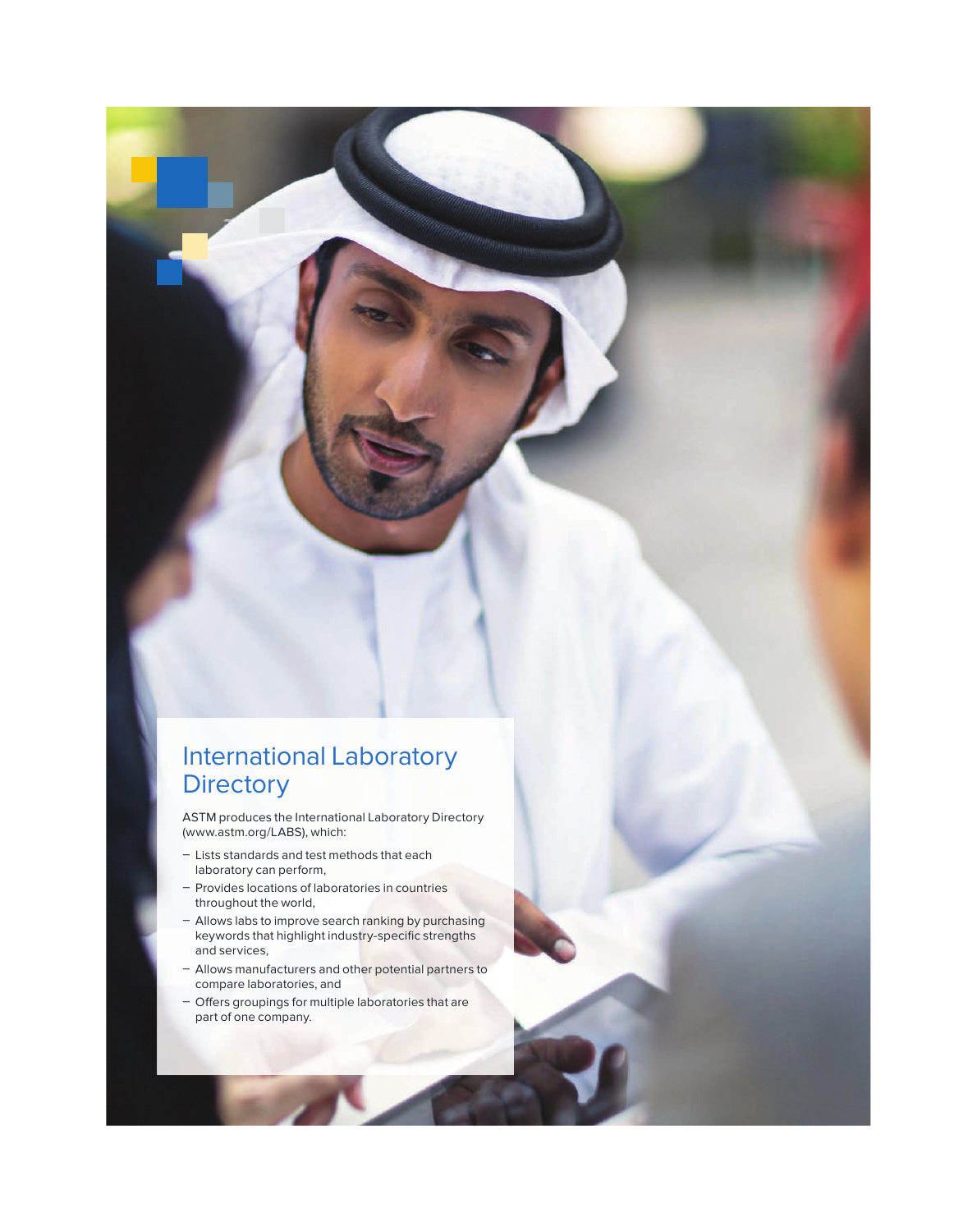# International Laboratory Directory

ASTM produces the International Laboratory Directory (www.astm.org/LABS), which:

- Lists standards and test methods that each laboratory can perform,
- Provides locations of laboratories in countries throughout the world,
- Allows labs to improve search ranking by purchasing keywords that highlight industry-specific strengths and services,
- Allows manufacturers and other potential partners to compare laboratories, and
- Offers groupings for multiple laboratories that are part of one company.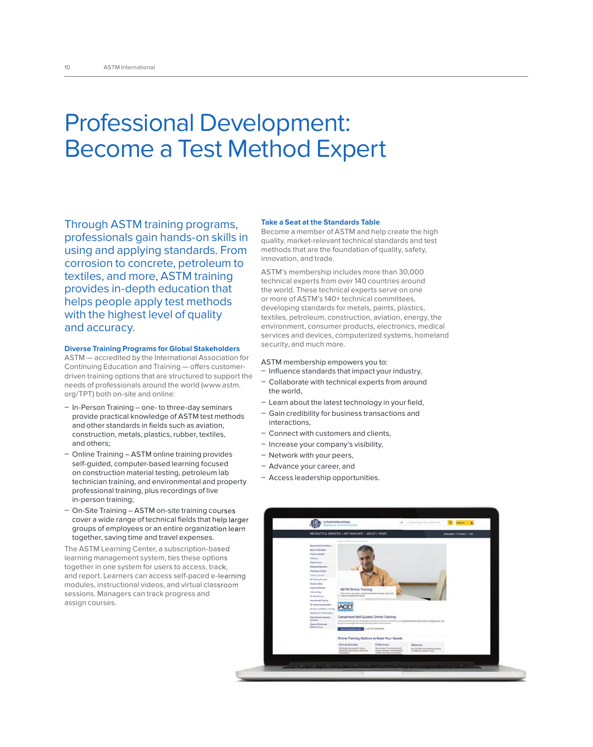# Professional Development: Become a Test Method Expert

Through ASTM training programs, professionals gain hands-on skills in using and applying standards. From corrosion to concrete, petroleum to textiles, and more, ASTM training provides in-depth education that helps people apply test methods with the highest level of quality and accuracy.

### Diverse Training Programs for Global Stakeholders

ASTM — accredited by the International Association for Continuing Education and Training — offers customer-driven training options that are structured to support the needs of professionals around the world (www.astm.org/TPT) both on-site and online:

- In-Person Training – one- to three-day seminars provide practical knowledge of ASTM test methods and other standards in fields such as aviation, construction, metals, plastics, rubber, textiles, and others;
- Online Training – ASTM online training provides self-guided, computer-based learning focused on construction material testing, petroleum lab technician training, and environmental and property professional training, plus recordings of live in-person training;
- On-Site Training – ASTM on-site training courses cover a wide range of technical fields that help larger groups of employees or an entire organization learn together, saving time and travel expenses.

The ASTM Learning Center, a subscription-based learning management system, ties these options together in one system for users to access, track, and report. Learners can access self-paced e-learning modules, instructional videos, and virtual classroom sessions. Managers can track progress and assign courses.

### Take a Seat at the Standards Table

Become a member of ASTM and help create the high quality, market-relevant technical standards and test methods that are the foundation of quality, safety, innovation, and trade.

ASTM's membership includes more than 30,000 technical experts from over 140 countries around the world. These technical experts serve on one or more of ASTM's 140+ technical committees, developing standards for metals, paints, plastics, textiles, petroleum, construction, aviation, energy, the environment, consumer products, electronics, medical services and devices, computerized systems, homeland security, and much more.

ASTM membership empowers you to:

- Influence standards that impact your industry,
- Collaborate with technical experts from around the world,
- Learn about the latest technology in your field,
- Gain credibility for business transactions and interactions,
- Connect with customers and clients,
- Increase your company's visibility,
- Network with your peers,
- Advance your career, and
- Access leadership opportunities.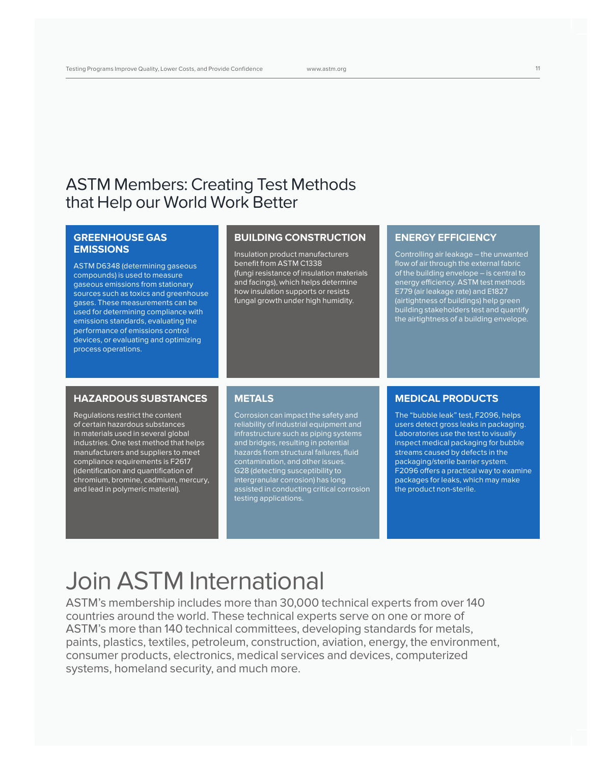## ASTM Members: Creating Test Methods that Help our World Work Better

### GREENHOUSE GAS EMISSIONS

ASTM D6348 (determining gaseous compounds) is used to measure gaseous emissions from stationary sources such as toxics and greenhouse gases. These measurements can be used for determining compliance with emissions standards, evaluating the performance of emissions control devices, or evaluating and optimizing process operations.

### BUILDING CONSTRUCTION

Insulation product manufacturers benefit from ASTM C1338 (fungi resistance of insulation materials and facings), which helps determine how insulation supports or resists fungal growth under high humidity.

### ENERGY EFFICIENCY

Controlling air leakage – the unwanted flow of air through the external fabric of the building envelope – is central to energy efficiency. ASTM test methods E779 (air leakage rate) and E1827 (airtightness of buildings) help green building stakeholders test and quantify the airtightness of a building envelope.

### HAZARDOUS SUBSTANCES

Regulations restrict the content of certain hazardous substances in materials used in several global industries. One test method that helps manufacturers and suppliers to meet compliance requirements is F2617 (identification and quantification of chromium, bromine, cadmium, mercury, and lead in polymeric material).

### METALS

Corrosion can impact the safety and reliability of industrial equipment and infrastructure such as piping systems and bridges, resulting in potential hazards from structural failures, fluid contamination, and other issues. G28 (detecting susceptibility to intergranular corrosion) has long assisted in conducting critical corrosion testing applications.

### MEDICAL PRODUCTS

The “bubble leak” test, F2096, helps users detect gross leaks in packaging. Laboratories use the test to visually inspect medical packaging for bubble streams caused by defects in the packaging/sterile barrier system. F2096 offers a practical way to examine packages for leaks, which may make the product non-sterile.

# Join ASTM International

ASTM’s membership includes more than 30,000 technical experts from over 140 countries around the world. These technical experts serve on one or more of ASTM’s more than 140 technical committees, developing standards for metals, paints, plastics, textiles, petroleum, construction, aviation, energy, the environment, consumer products, electronics, medical services and devices, computerized systems, homeland security, and much more.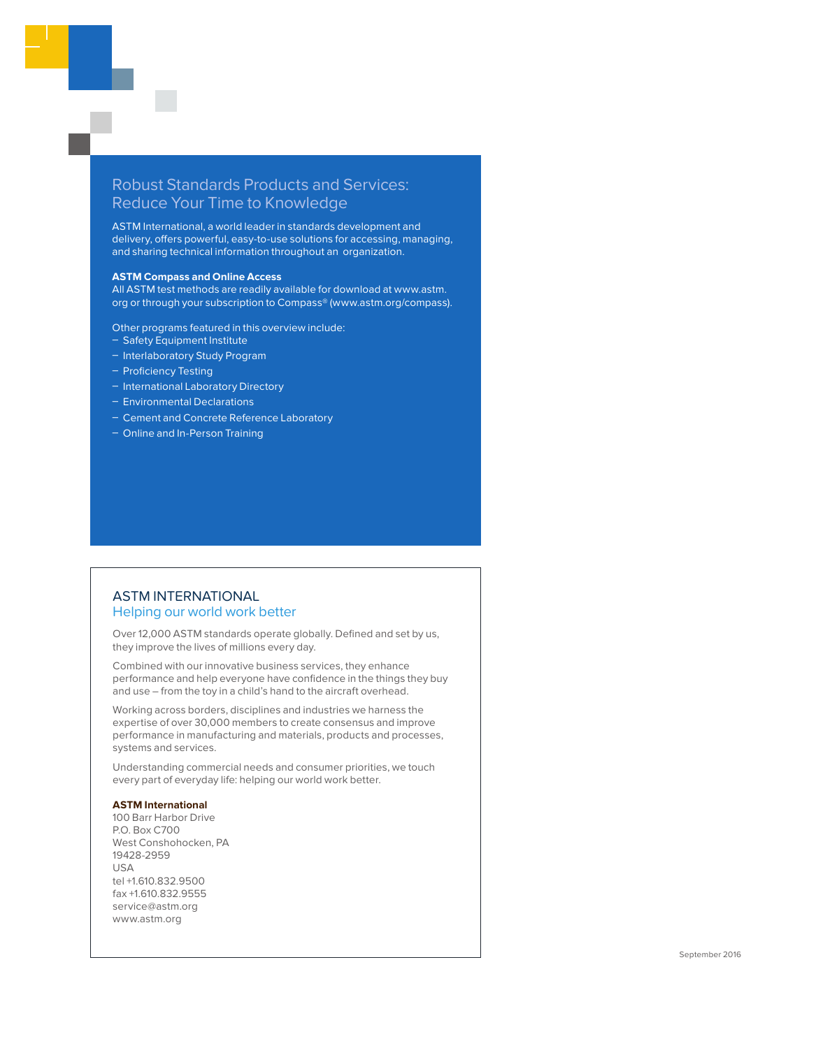## Robust Standards Products and Services: Reduce Your Time to Knowledge

ASTM International, a world leader in standards development and delivery, offers powerful, easy-to-use solutions for accessing, managing, and sharing technical information throughout an organization.

**ASTM Compass and Online Access**
All ASTM test methods are readily available for download at www.astm.org or through your subscription to Compass® (www.astm.org/compass).

Other programs featured in this overview include:

- Safety Equipment Institute
- Interlaboratory Study Program
- Proficiency Testing
- International Laboratory Directory
- Environmental Declarations
- Cement and Concrete Reference Laboratory
- Online and In-Person Training

## ASTM INTERNATIONAL
### Helping our world work better

Over 12,000 ASTM standards operate globally. Defined and set by us, they improve the lives of millions every day.

Combined with our innovative business services, they enhance performance and help everyone have confidence in the things they buy and use – from the toy in a child's hand to the aircraft overhead.

Working across borders, disciplines and industries we harness the expertise of over 30,000 members to create consensus and improve performance in manufacturing and materials, products and processes, systems and services.

Understanding commercial needs and consumer priorities, we touch every part of everyday life: helping our world work better.

**ASTM International**
100 Barr Harbor Drive
P.O. Box C700
West Conshohocken, PA
19428-2959
USA
tel +1.610.832.9500
fax +1.610.832.9555
service@astm.org
www.astm.org

September 2016